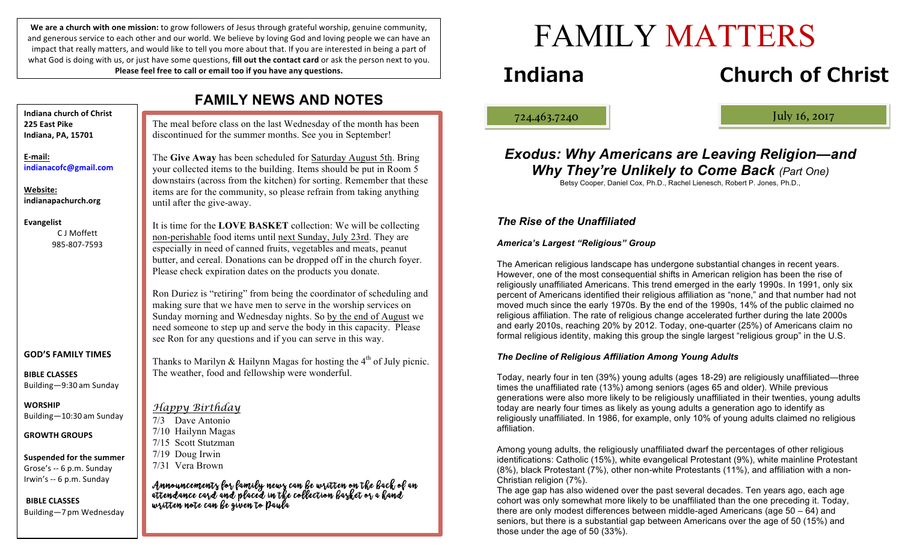**We are a church with one mission:** to grow followers of Jesus through grateful worship, genuine community, and generous service to each other and our world. We believe by loving God and loving people we can have an impact that really matters, and would like to tell you more about that. If you are interested in being a part of what God is doing with us, or just have some questions, **fill out the contact card** or ask the person next to you. **Please feel free to call or email too if you have any questions.**

**Indiana church of Christ**
**225 East Pike**
**Indiana, PA, 15701**

**E-mail:**
**indianacofc@gmail.com**

**Website:**
**indianapachurch.org**

**Evangelist**
C J Moffett
985-807-7593

**GOD'S FAMILY TIMES**

**BIBLE CLASSES**
Building—9:30 am Sunday

**WORSHIP**
Building—10:30 am Sunday

**GROWTH GROUPS**

**Suspended for the summer**
Grose's -- 6 p.m. Sunday
Irwin's -- 6 p.m. Sunday

**BIBLE CLASSES**
Building—7 pm Wednesday

## FAMILY NEWS AND NOTES

The meal before class on the last Wednesday of the month has been discontinued for the summer months. See you in September!

The **Give Away** has been scheduled for Saturday August 5th. Bring your collected items to the building. Items should be put in Room 5 downstairs (across from the kitchen) for sorting. Remember that these items are for the community, so please refrain from taking anything until after the give-away.

It is time for the **LOVE BASKET** collection: We will be collecting non-perishable food items until next Sunday, July 23rd. They are especially in need of canned fruits, vegetables and meats, peanut butter, and cereal. Donations can be dropped off in the church foyer. Please check expiration dates on the products you donate.

Ron Duriez is "retiring" from being the coordinator of scheduling and making sure that we have men to serve in the worship services on Sunday morning and Wednesday nights. So by the end of August we need someone to step up and serve the body in this capacity. Please see Ron for any questions and if you can serve in this way.

Thanks to Marilyn & Hailynn Magas for hosting the 4th of July picnic. The weather, food and fellowship were wonderful.

*Happy Birthday*

7/3 Dave Antonio
7/10 Hailynn Magas
7/15 Scott Stutzman
7/19 Doug Irwin
7/31 Vera Brown

*Announcements for family news can be written on the back of an attendance card and placed in the collection basket or a hand written note can be given to Paula*

# FAMILY MATTERS

# Indiana Church of Christ

724.463.7240

July 16, 2017

## *Exodus: Why Americans are Leaving Religion—and Why They're Unlikely to Come Back* *(Part One)*

Betsy Cooper, Daniel Cox, Ph.D., Rachel Lienesch, Robert P. Jones, Ph.D.,

### *The Rise of the Unaffiliated*

#### *America's Largest "Religious" Group*

The American religious landscape has undergone substantial changes in recent years. However, one of the most consequential shifts in American religion has been the rise of religiously unaffiliated Americans. This trend emerged in the early 1990s. In 1991, only six percent of Americans identified their religious affiliation as "none," and that number had not moved much since the early 1970s. By the end of the 1990s, 14% of the public claimed no religious affiliation. The rate of religious change accelerated further during the late 2000s and early 2010s, reaching 20% by 2012. Today, one-quarter (25%) of Americans claim no formal religious identity, making this group the single largest "religious group" in the U.S.

#### *The Decline of Religious Affiliation Among Young Adults*

Today, nearly four in ten (39%) young adults (ages 18-29) are religiously unaffiliated—three times the unaffiliated rate (13%) among seniors (ages 65 and older). While previous generations were also more likely to be religiously unaffiliated in their twenties, young adults today are nearly four times as likely as young adults a generation ago to identify as religiously unaffiliated. In 1986, for example, only 10% of young adults claimed no religious affiliation.

Among young adults, the religiously unaffiliated dwarf the percentages of other religious identifications: Catholic (15%), white evangelical Protestant (9%), white mainline Protestant (8%), black Protestant (7%), other non-white Protestants (11%), and affiliation with a non-Christian religion (7%).
The age gap has also widened over the past several decades. Ten years ago, each age cohort was only somewhat more likely to be unaffiliated than the one preceding it. Today, there are only modest differences between middle-aged Americans (age 50 – 64) and seniors, but there is a substantial gap between Americans over the age of 50 (15%) and those under the age of 50 (33%).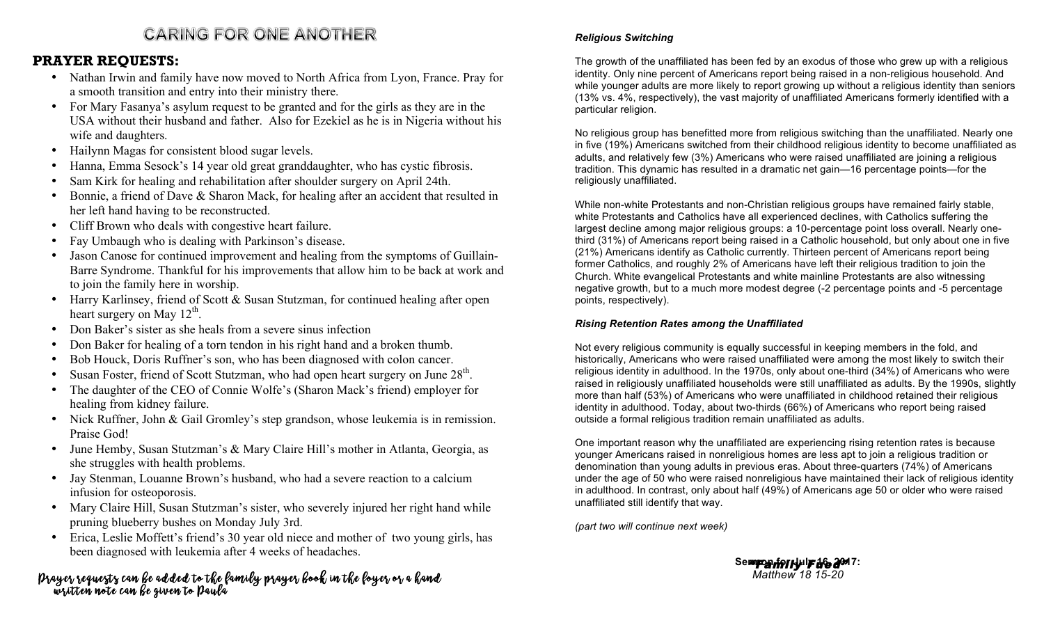# CARING FOR ONE ANOTHER

## PRAYER REQUESTS:

- Nathan Irwin and family have now moved to North Africa from Lyon, France. Pray for a smooth transition and entry into their ministry there.
- For Mary Fasanya's asylum request to be granted and for the girls as they are in the USA without their husband and father. Also for Ezekiel as he is in Nigeria without his wife and daughters.
- Hailynn Magas for consistent blood sugar levels.
- Hanna, Emma Sesock's 14 year old great granddaughter, who has cystic fibrosis.
- Sam Kirk for healing and rehabilitation after shoulder surgery on April 24th.
- Bonnie, a friend of Dave & Sharon Mack, for healing after an accident that resulted in her left hand having to be reconstructed.
- Cliff Brown who deals with congestive heart failure.
- Fay Umbaugh who is dealing with Parkinson's disease.
- Jason Canose for continued improvement and healing from the symptoms of Guillain-Barre Syndrome. Thankful for his improvements that allow him to be back at work and to join the family here in worship.
- Harry Karlinsey, friend of Scott & Susan Stutzman, for continued healing after open heart surgery on May 12th.
- Don Baker's sister as she heals from a severe sinus infection
- Don Baker for healing of a torn tendon in his right hand and a broken thumb.
- Bob Houck, Doris Ruffner's son, who has been diagnosed with colon cancer.
- Susan Foster, friend of Scott Stutzman, who had open heart surgery on June 28th.
- The daughter of the CEO of Connie Wolfe's (Sharon Mack's friend) employer for healing from kidney failure.
- Nick Ruffner, John & Gail Gromley's step grandson, whose leukemia is in remission. Praise God!
- June Hemby, Susan Stutzman's & Mary Claire Hill's mother in Atlanta, Georgia, as she struggles with health problems.
- Jay Stenman, Louanne Brown's husband, who had a severe reaction to a calcium infusion for osteoporosis.
- Mary Claire Hill, Susan Stutzman's sister, who severely injured her right hand while pruning blueberry bushes on Monday July 3rd.
- Erica, Leslie Moffett's friend's 30 year old niece and mother of two young girls, has been diagnosed with leukemia after 4 weeks of headaches.

*Prayer requests can be added to the family prayer book in the foyer or a hand written note can be given to Paula*

***Religious Switching***

The growth of the unaffiliated has been fed by an exodus of those who grew up with a religious identity. Only nine percent of Americans report being raised in a non-religious household. And while younger adults are more likely to report growing up without a religious identity than seniors (13% vs. 4%, respectively), the vast majority of unaffiliated Americans formerly identified with a particular religion.

No religious group has benefitted more from religious switching than the unaffiliated. Nearly one in five (19%) Americans switched from their childhood religious identity to become unaffiliated as adults, and relatively few (3%) Americans who were raised unaffiliated are joining a religious tradition. This dynamic has resulted in a dramatic net gain—16 percentage points—for the religiously unaffiliated.

While non-white Protestants and non-Christian religious groups have remained fairly stable, white Protestants and Catholics have all experienced declines, with Catholics suffering the largest decline among major religious groups: a 10-percentage point loss overall. Nearly one-third (31%) of Americans report being raised in a Catholic household, but only about one in five (21%) Americans identify as Catholic currently. Thirteen percent of Americans report being former Catholics, and roughly 2% of Americans have left their religious tradition to join the Church. White evangelical Protestants and white mainline Protestants are also witnessing negative growth, but to a much more modest degree (-2 percentage points and -5 percentage points, respectively).

***Rising Retention Rates among the Unaffiliated***

Not every religious community is equally successful in keeping members in the fold, and historically, Americans who were raised unaffiliated were among the most likely to switch their religious identity in adulthood. In the 1970s, only about one-third (34%) of Americans who were raised in religiously unaffiliated households were still unaffiliated as adults. By the 1990s, slightly more than half (53%) of Americans who were unaffiliated in childhood retained their religious identity in adulthood. Today, about two-thirds (66%) of Americans who report being raised outside a formal religious tradition remain unaffiliated as adults.

One important reason why the unaffiliated are experiencing rising retention rates is because younger Americans raised in nonreligious homes are less apt to join a religious tradition or denomination than young adults in previous eras. About three-quarters (74%) of Americans under the age of 50 who were raised nonreligious have maintained their lack of religious identity in adulthood. In contrast, only about half (49%) of Americans age 50 or older who were raised unaffiliated still identify that way.

*(part two will continue next week)*

**Sermon for July 16, 2017:** ***Family Feud***
*Matthew 18 15-20*